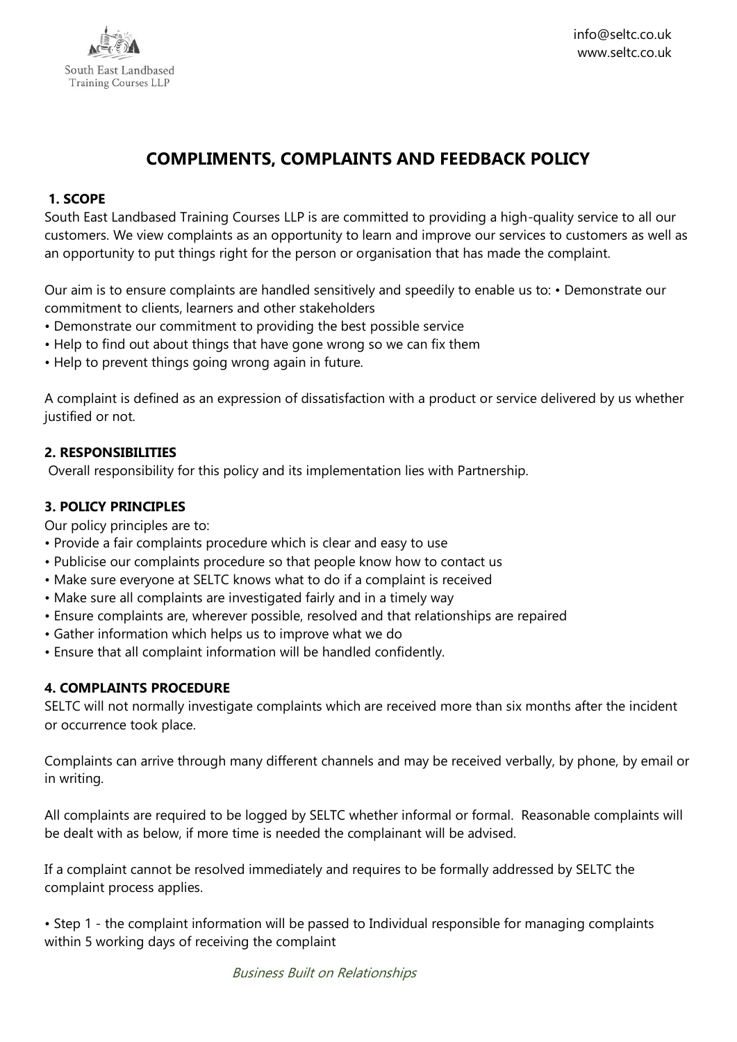# COMPLIMENTS, COMPLAINTS AND FEEDBACK POLICY

## 1. SCOPE

South East Landbased Training Courses LLP is are committed to providing a high-quality service to all our customers. We view complaints as an opportunity to learn and improve our services to customers as well as an opportunity to put things right for the person or organisation that has made the complaint.

Our aim is to ensure complaints are handled sensitively and speedily to enable us to: • Demonstrate our commitment to clients, learners and other stakeholders

- Demonstrate our commitment to providing the best possible service
- Help to find out about things that have gone wrong so we can fix them
- Help to prevent things going wrong again in future.

A complaint is defined as an expression of dissatisfaction with a product or service delivered by us whether justified or not.

## 2. RESPONSIBILITIES

Overall responsibility for this policy and its implementation lies with Partnership.

## 3. POLICY PRINCIPLES

Our policy principles are to:

- Provide a fair complaints procedure which is clear and easy to use
- Publicise our complaints procedure so that people know how to contact us
- Make sure everyone at SELTC knows what to do if a complaint is received
- Make sure all complaints are investigated fairly and in a timely way
- Ensure complaints are, wherever possible, resolved and that relationships are repaired
- Gather information which helps us to improve what we do
- Ensure that all complaint information will be handled confidently.

## 4. COMPLAINTS PROCEDURE

SELTC will not normally investigate complaints which are received more than six months after the incident or occurrence took place.

Complaints can arrive through many different channels and may be received verbally, by phone, by email or in writing.

All complaints are required to be logged by SELTC whether informal or formal. Reasonable complaints will be dealt with as below, if more time is needed the complainant will be advised.

If a complaint cannot be resolved immediately and requires to be formally addressed by SELTC the complaint process applies.

- Step 1 - the complaint information will be passed to Individual responsible for managing complaints within 5 working days of receiving the complaint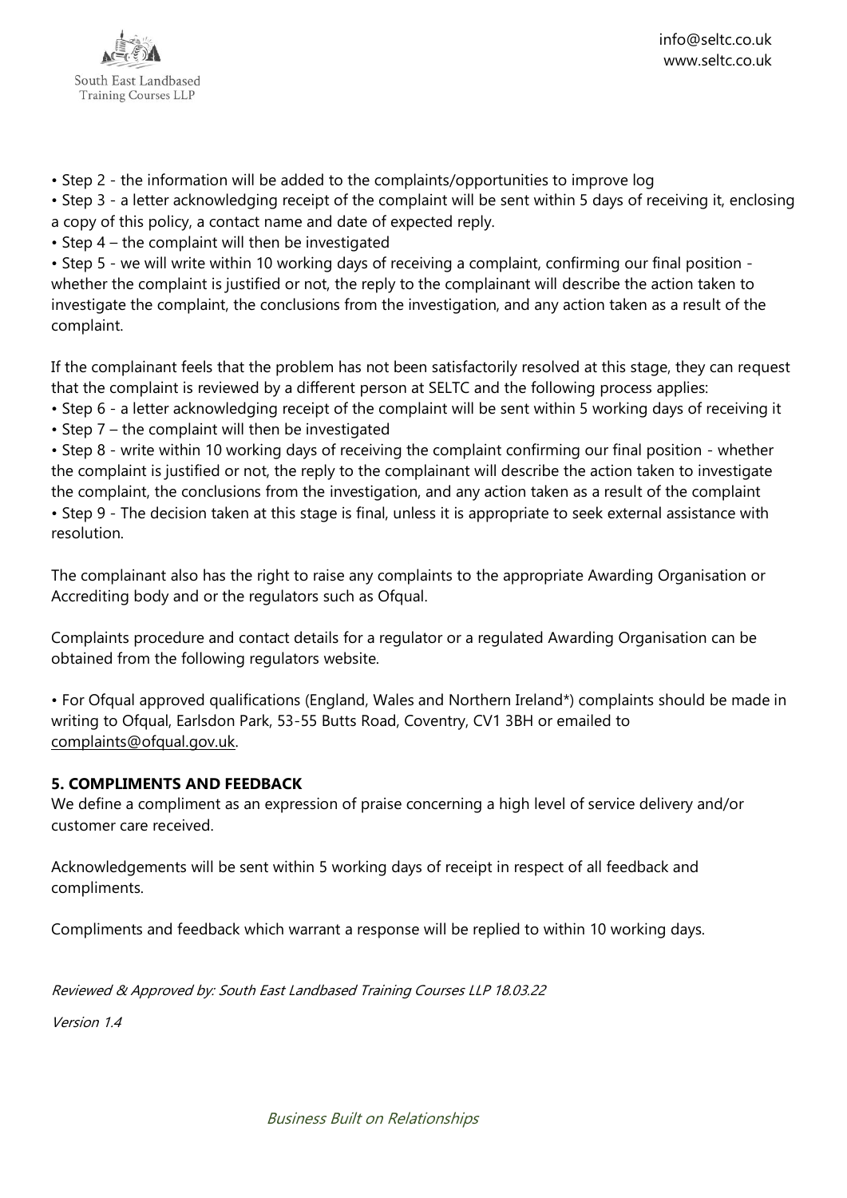• Step 2 - the information will be added to the complaints/opportunities to improve log
• Step 3 - a letter acknowledging receipt of the complaint will be sent within 5 days of receiving it, enclosing a copy of this policy, a contact name and date of expected reply.
• Step 4 – the complaint will then be investigated
• Step 5 - we will write within 10 working days of receiving a complaint, confirming our final position - whether the complaint is justified or not, the reply to the complainant will describe the action taken to investigate the complaint, the conclusions from the investigation, and any action taken as a result of the complaint.

If the complainant feels that the problem has not been satisfactorily resolved at this stage, they can request that the complaint is reviewed by a different person at SELTC and the following process applies:
• Step 6 - a letter acknowledging receipt of the complaint will be sent within 5 working days of receiving it
• Step 7 – the complaint will then be investigated
• Step 8 - write within 10 working days of receiving the complaint confirming our final position - whether the complaint is justified or not, the reply to the complainant will describe the action taken to investigate the complaint, the conclusions from the investigation, and any action taken as a result of the complaint
• Step 9 - The decision taken at this stage is final, unless it is appropriate to seek external assistance with resolution.

The complainant also has the right to raise any complaints to the appropriate Awarding Organisation or Accrediting body and or the regulators such as Ofqual.

Complaints procedure and contact details for a regulator or a regulated Awarding Organisation can be obtained from the following regulators website.

• For Ofqual approved qualifications (England, Wales and Northern Ireland*) complaints should be made in writing to Ofqual, Earlsdon Park, 53-55 Butts Road, Coventry, CV1 3BH or emailed to complaints@ofqual.gov.uk.

**5. COMPLIMENTS AND FEEDBACK**

We define a compliment as an expression of praise concerning a high level of service delivery and/or customer care received.

Acknowledgements will be sent within 5 working days of receipt in respect of all feedback and compliments.

Compliments and feedback which warrant a response will be replied to within 10 working days.

*Reviewed & Approved by: South East Landbased Training Courses LLP 18.03.22*

*Version 1.4*